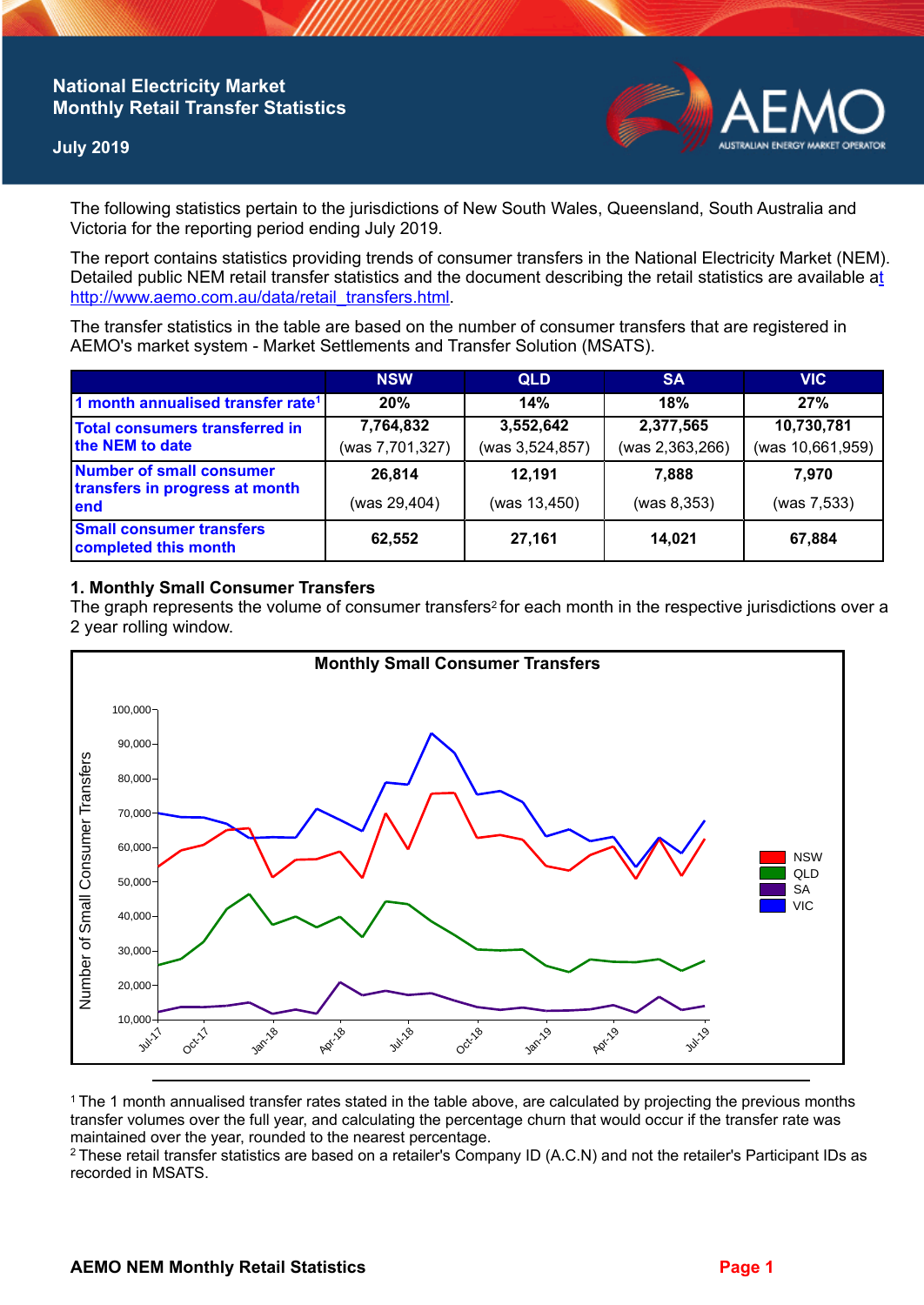# National Electricity Market
# Monthly Retail Transfer Statistics

**July 2019**

The following statistics pertain to the jurisdictions of New South Wales, Queensland, South Australia and Victoria for the reporting period ending July 2019.

The report contains statistics providing trends of consumer transfers in the National Electricity Market (NEM). Detailed public NEM retail transfer statistics and the document describing the retail statistics are available at http://www.aemo.com.au/data/retail_transfers.html.

The transfer statistics in the table are based on the number of consumer transfers that are registered in AEMO's market system - Market Settlements and Transfer Solution (MSATS).

| | NSW | QLD | SA | VIC |
|---|---|---|---|---|
| 1 month annualised transfer rate[1] | 20% | 14% | 18% | 27% |
| Total consumers transferred in the NEM to date | 7,764,832 (was 7,701,327) | 3,552,642 (was 3,524,857) | 2,377,565 (was 2,363,266) | 10,730,781 (was 10,661,959) |
| Number of small consumer transfers in progress at month end | 26,814 (was 29,404) | 12,191 (was 13,450) | 7,888 (was 8,353) | 7,970 (was 7,533) |
| Small consumer transfers completed this month | 62,552 | 27,161 | 14,021 | 67,884 |

## 1. Monthly Small Consumer Transfers

The graph represents the volume of consumer transfers[2] for each month in the respective jurisdictions over a 2 year rolling window.

**Monthly Small Consumer Transfers**

[Line chart: Number of Small Consumer Transfers (10,000–100,000) from Jul-17 to Jul-19 for NSW, QLD, SA, VIC]

[1] The 1 month annualised transfer rates stated in the table above, are calculated by projecting the previous months transfer volumes over the full year, and calculating the percentage churn that would occur if the transfer rate was maintained over the year, rounded to the nearest percentage.

[2] These retail transfer statistics are based on a retailer's Company ID (A.C.N) and not the retailer's Participant IDs as recorded in MSATS.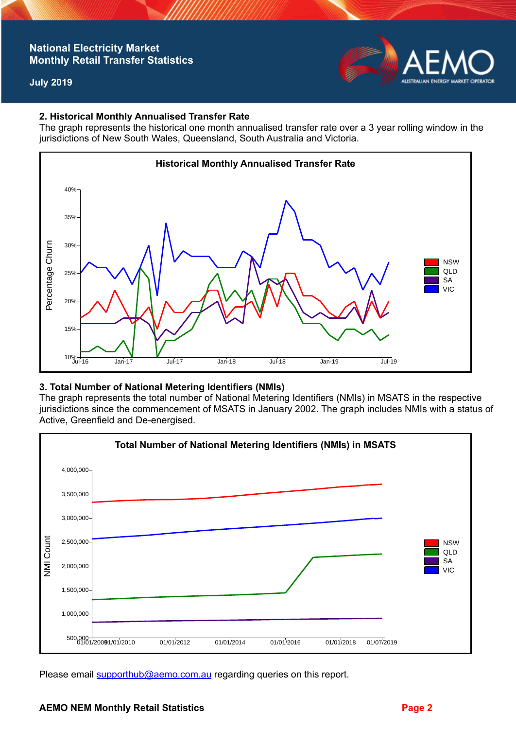## 2. Historical Monthly Annualised Transfer Rate

The graph represents the historical one month annualised transfer rate over a 3 year rolling window in the jurisdictions of New South Wales, Queensland, South Australia and Victoria.

Historical Monthly Annualised Transfer Rate

Percentage Churn

40%
35%
30%
25%
20%
15%
10%

Jul-16 Jan-17 Jul-17 Jan-18 Jul-18 Jan-19 Jul-19

NSW
QLD
SA
VIC

## 3. Total Number of National Metering Identifiers (NMIs)

The graph represents the total number of National Metering Identifiers (NMIs) in MSATS in the respective jurisdictions since the commencement of MSATS in January 2002. The graph includes NMIs with a status of Active, Greenfield and De-energised.

Total Number of National Metering Identifiers (NMIs) in MSATS

NMI Count

4,000,000
3,500,000
3,000,000
2,500,000
2,000,000
1,500,000
1,000,000
500,000

01/01/2009 01/01/2010 01/01/2012 01/01/2014 01/01/2016 01/01/2018 01/07/2019

NSW
QLD
SA
VIC

Please email supporthub@aemo.com.au regarding queries on this report.